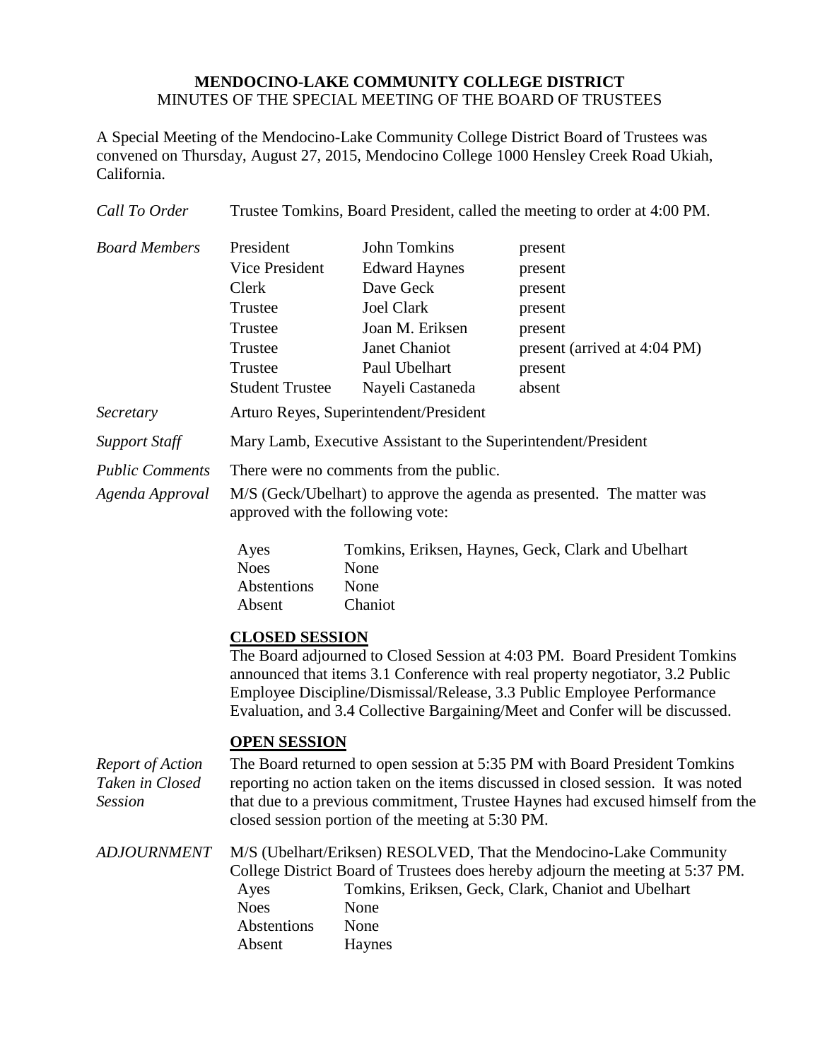**MENDOCINO-LAKE COMMUNITY COLLEGE DISTRICT**
MINUTES OF THE SPECIAL MEETING OF THE BOARD OF TRUSTEES

A Special Meeting of the Mendocino-Lake Community College District Board of Trustees was convened on Thursday, August 27, 2015, Mendocino College 1000 Hensley Creek Road Ukiah, California.

*Call To Order* — Trustee Tomkins, Board President, called the meeting to order at 4:00 PM.

*Board Members*

| | | |
|---|---|---|
| President | John Tomkins | present |
| Vice President | Edward Haynes | present |
| Clerk | Dave Geck | present |
| Trustee | Joel Clark | present |
| Trustee | Joan M. Eriksen | present |
| Trustee | Janet Chaniot | present (arrived at 4:04 PM) |
| Trustee | Paul Ubelhart | present |
| Student Trustee | Nayeli Castaneda | absent |

*Secretary* — Arturo Reyes, Superintendent/President

*Support Staff* — Mary Lamb, Executive Assistant to the Superintendent/President

*Public Comments* — There were no comments from the public.

*Agenda Approval* — M/S (Geck/Ubelhart) to approve the agenda as presented. The matter was approved with the following vote:

| | |
|---|---|
| Ayes | Tomkins, Eriksen, Haynes, Geck, Clark and Ubelhart |
| Noes | None |
| Abstentions | None |
| Absent | Chaniot |

**CLOSED SESSION**

The Board adjourned to Closed Session at 4:03 PM. Board President Tomkins announced that items 3.1 Conference with real property negotiator, 3.2 Public Employee Discipline/Dismissal/Release, 3.3 Public Employee Performance Evaluation, and 3.4 Collective Bargaining/Meet and Confer will be discussed.

**OPEN SESSION**

*Report of Action Taken in Closed Session* — The Board returned to open session at 5:35 PM with Board President Tomkins reporting no action taken on the items discussed in closed session. It was noted that due to a previous commitment, Trustee Haynes had excused himself from the closed session portion of the meeting at 5:30 PM.

*ADJOURNMENT* — M/S (Ubelhart/Eriksen) RESOLVED, That the Mendocino-Lake Community College District Board of Trustees does hereby adjourn the meeting at 5:37 PM.

| | |
|---|---|
| Ayes | Tomkins, Eriksen, Geck, Clark, Chaniot and Ubelhart |
| Noes | None |
| Abstentions | None |
| Absent | Haynes |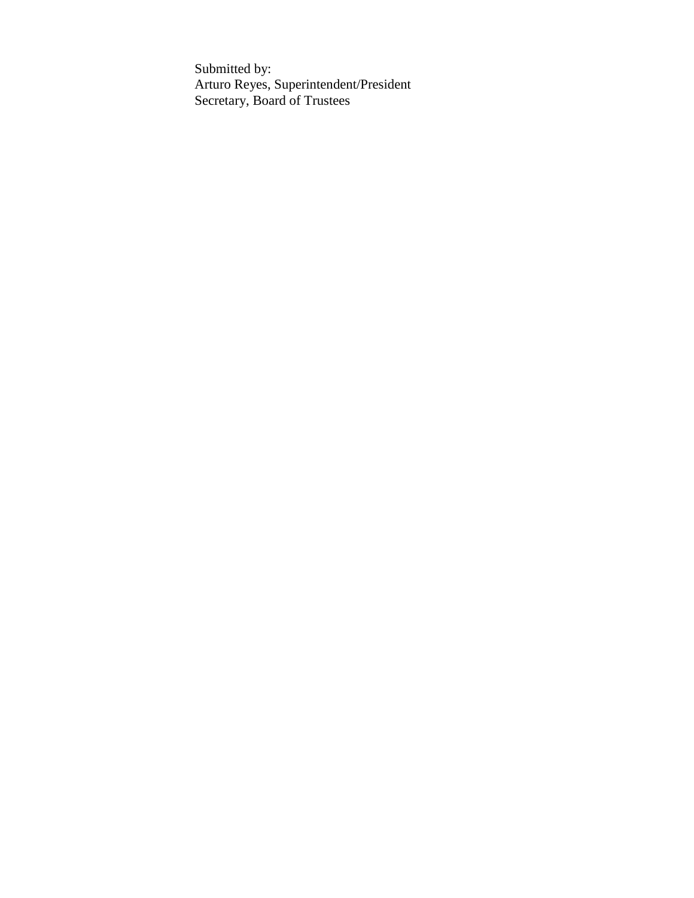Submitted by:
Arturo Reyes, Superintendent/President
Secretary, Board of Trustees